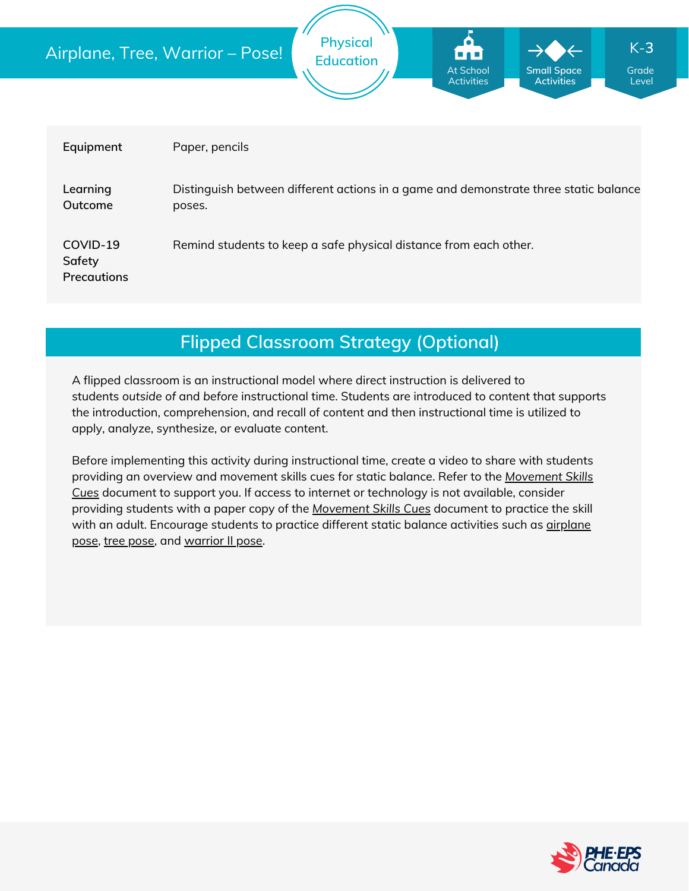# Airplane, Tree, Warrior – Pose!

Physical Education

At School Activities | Small Space Activities | K-3 Grade Level

| | |
|---|---|
| **Equipment** | Paper, pencils |
| **Learning Outcome** | Distinguish between different actions in a game and demonstrate three static balance poses. |
| **COVID-19 Safety Precautions** | Remind students to keep a safe physical distance from each other. |

## Flipped Classroom Strategy (Optional)

A flipped classroom is an instructional model where direct instruction is delivered to students *outside* of and *before* instructional time. Students are introduced to content that supports the introduction, comprehension, and recall of content and then instructional time is utilized to apply, analyze, synthesize, or evaluate content.

Before implementing this activity during instructional time, create a video to share with students providing an overview and movement skills cues for static balance. Refer to the *Movement Skills Cues* document to support you. If access to internet or technology is not available, consider providing students with a paper copy of the *Movement Skills Cues* document to practice the skill with an adult. Encourage students to practice different static balance activities such as airplane pose, tree pose, and warrior II pose.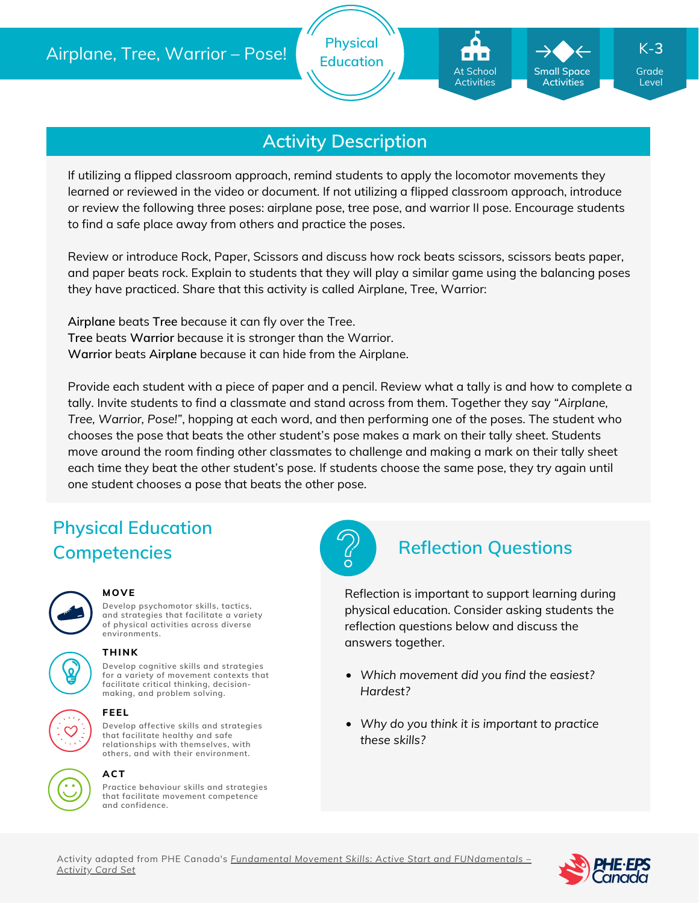# Airplane, Tree, Warrior – Pose!

Physical Education

At School Activities | Small Space Activities | K-3 Grade Level

## Activity Description

If utilizing a flipped classroom approach, remind students to apply the locomotor movements they learned or reviewed in the video or document. If not utilizing a flipped classroom approach, introduce or review the following three poses: airplane pose, tree pose, and warrior II pose. Encourage students to find a safe place away from others and practice the poses.

Review or introduce Rock, Paper, Scissors and discuss how rock beats scissors, scissors beats paper, and paper beats rock. Explain to students that they will play a similar game using the balancing poses they have practiced. Share that this activity is called Airplane, Tree, Warrior:

**Airplane** beats **Tree** because it can fly over the Tree.
**Tree** beats **Warrior** because it is stronger than the Warrior.
**Warrior** beats **Airplane** because it can hide from the Airplane.

Provide each student with a piece of paper and a pencil. Review what a tally is and how to complete a tally. Invite students to find a classmate and stand across from them. Together they say "*Airplane, Tree, Warrior, Pose!*", hopping at each word, and then performing one of the poses. The student who chooses the pose that beats the other student's pose makes a mark on their tally sheet. Students move around the room finding other classmates to challenge and making a mark on their tally sheet each time they beat the other student's pose. If students choose the same pose, they try again until one student chooses a pose that beats the other pose.

## Physical Education Competencies

**MOVE**
Develop psychomotor skills, tactics, and strategies that facilitate a variety of physical activities across diverse environments.

**THINK**
Develop cognitive skills and strategies for a variety of movement contexts that facilitate critical thinking, decision-making, and problem solving.

**FEEL**
Develop affective skills and strategies that facilitate healthy and safe relationships with themselves, with others, and with their environment.

**ACT**
Practice behaviour skills and strategies that facilitate movement competence and confidence.

## Reflection Questions

Reflection is important to support learning during physical education. Consider asking students the reflection questions below and discuss the answers together.

- *Which movement did you find the easiest? Hardest?*
- *Why do you think it is important to practice these skills?*

Activity adapted from PHE Canada's *Fundamental Movement Skills: Active Start and FUNdamentals – Activity Card Set*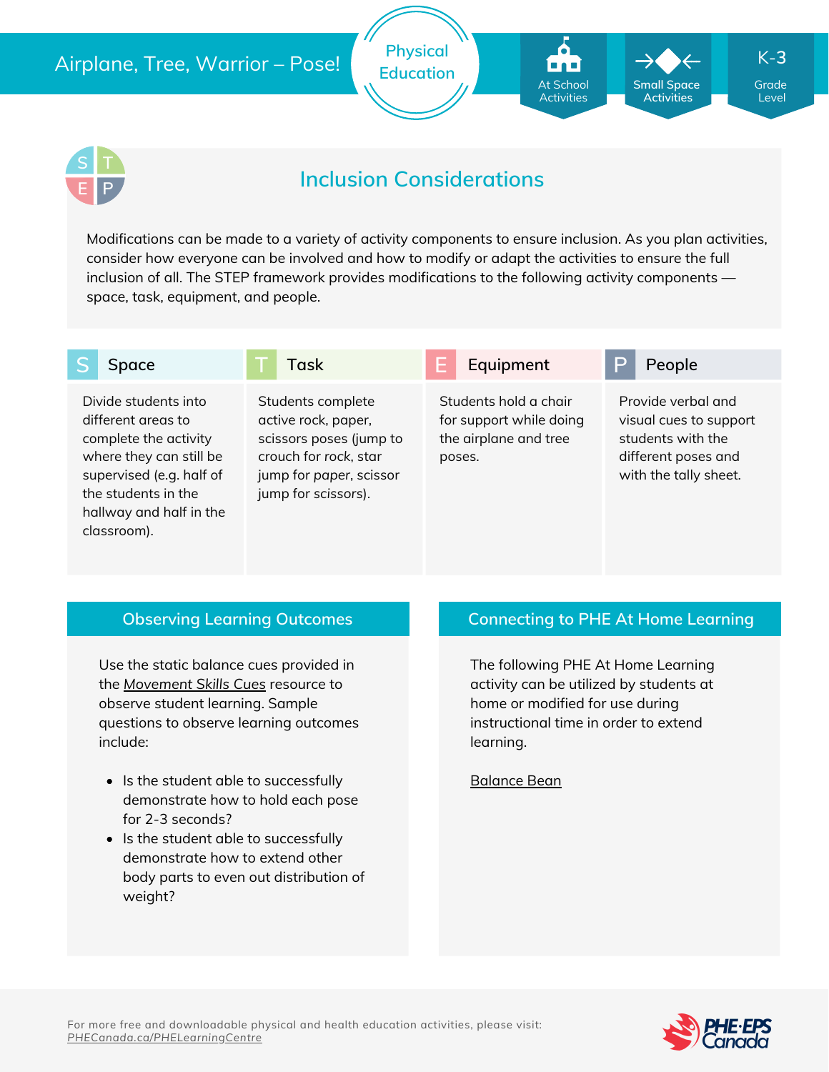## Inclusion Considerations

Modifications can be made to a variety of activity components to ensure inclusion. As you plan activities, consider how everyone can be involved and how to modify or adapt the activities to ensure the full inclusion of all. The STEP framework provides modifications to the following activity components — space, task, equipment, and people.

| S Space | T Task | E Equipment | P People |
|---|---|---|---|
| Divide students into different areas to complete the activity where they can still be supervised (e.g. half of the students in the hallway and half in the classroom). | Students complete active rock, paper, scissors poses (jump to crouch for *rock*, star jump for *paper*, scissor jump for *scissors*). | Students hold a chair for support while doing the airplane and tree poses. | Provide verbal and visual cues to support students with the different poses and with the tally sheet. |

## Observing Learning Outcomes

Use the static balance cues provided in the *Movement Skills Cues* resource to observe student learning. Sample questions to observe learning outcomes include:

- Is the student able to successfully demonstrate how to hold each pose for 2-3 seconds?
- Is the student able to successfully demonstrate how to extend other body parts to even out distribution of weight?

## Connecting to PHE At Home Learning

The following PHE At Home Learning activity can be utilized by students at home or modified for use during instructional time in order to extend learning.

Balance Bean

For more free and downloadable physical and health education activities, please visit: PHECanada.ca/PHELearningCentre